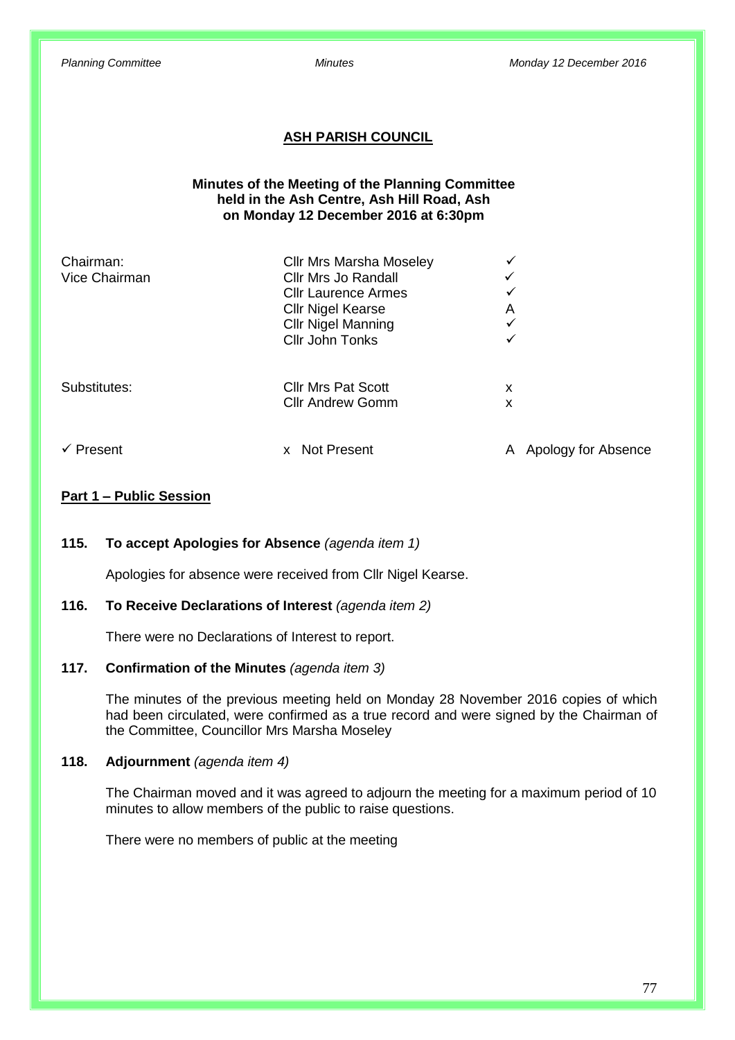## ASH PARISH COUNCIL

**Minutes of the Meeting of the Planning Committee held in the Ash Centre, Ash Hill Road, Ash on Monday 12 December 2016 at 6:30pm**

| | | |
|---|---|---|
| Chairman: | Cllr Mrs Marsha Moseley | ✓ |
| Vice Chairman | Cllr Mrs Jo Randall | ✓ |
| | Cllr Laurence Armes | ✓ |
| | Cllr Nigel Kearse | A |
| | Cllr Nigel Manning | ✓ |
| | Cllr John Tonks | ✓ |
| Substitutes: | Cllr Mrs Pat Scott | x |
| | Cllr Andrew Gomm | x |

✓ Present    x Not Present    A Apology for Absence

### Part 1 – Public Session

**115. To accept Apologies for Absence** *(agenda item 1)*

Apologies for absence were received from Cllr Nigel Kearse.

**116. To Receive Declarations of Interest** *(agenda item 2)*

There were no Declarations of Interest to report.

**117. Confirmation of the Minutes** *(agenda item 3)*

The minutes of the previous meeting held on Monday 28 November 2016 copies of which had been circulated, were confirmed as a true record and were signed by the Chairman of the Committee, Councillor Mrs Marsha Moseley

**118. Adjournment** *(agenda item 4)*

The Chairman moved and it was agreed to adjourn the meeting for a maximum period of 10 minutes to allow members of the public to raise questions.

There were no members of public at the meeting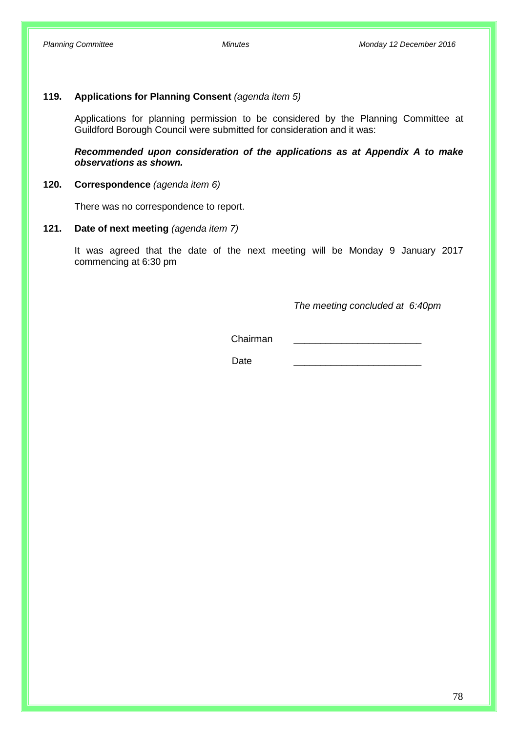**119. Applications for Planning Consent** *(agenda item 5)*

Applications for planning permission to be considered by the Planning Committee at Guildford Borough Council were submitted for consideration and it was:

***Recommended upon consideration of the applications as at Appendix A to make observations as shown.***

**120. Correspondence** *(agenda item 6)*

There was no correspondence to report.

**121. Date of next meeting** *(agenda item 7)*

It was agreed that the date of the next meeting will be Monday 9 January 2017 commencing at 6:30 pm

*The meeting concluded at 6:40pm*

Chairman ________________________

Date ________________________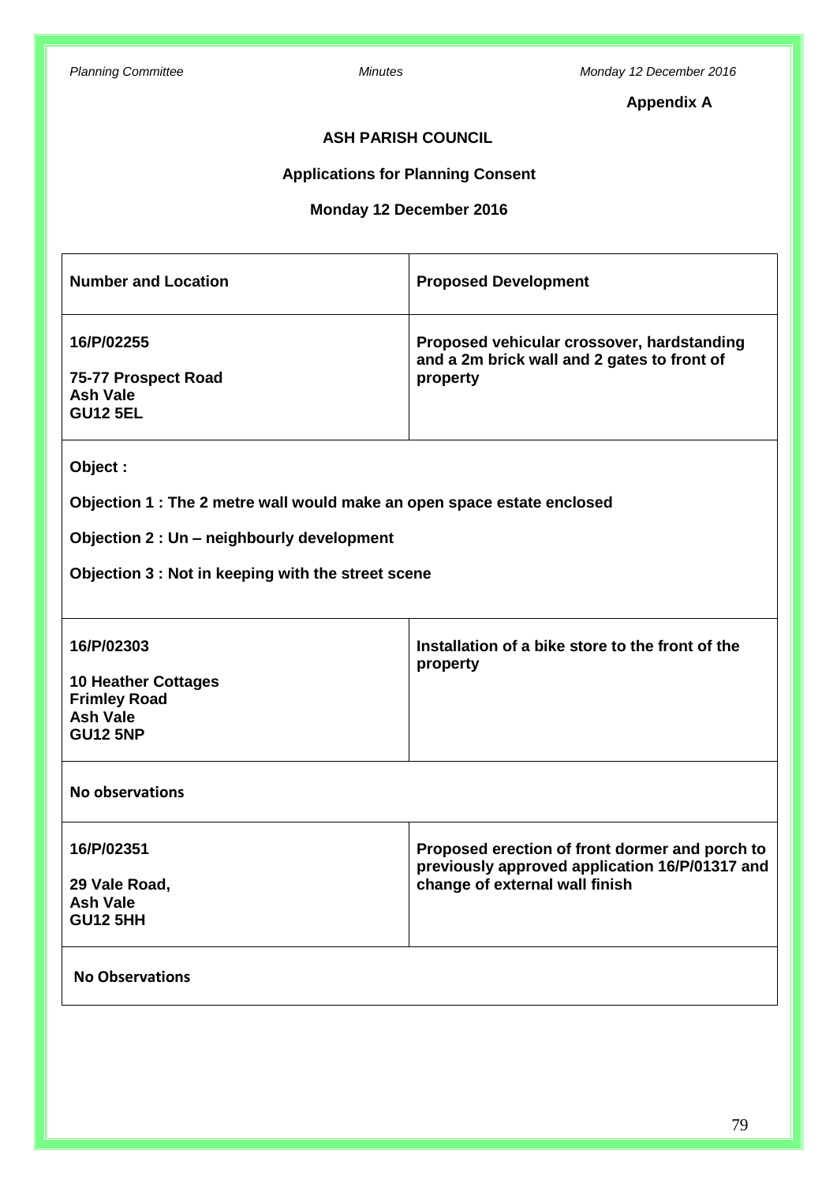**Appendix A**

**ASH PARISH COUNCIL**

**Applications for Planning Consent**

**Monday 12 December 2016**

| Number and Location | Proposed Development |
| --- | --- |
| **16/P/02255**<br><br>**75-77 Prospect Road**<br>**Ash Vale**<br>**GU12 5EL** | **Proposed vehicular crossover, hardstanding and a 2m brick wall and 2 gates to front of property** |
| **Object :**<br><br>**Objection 1 : The 2 metre wall would make an open space estate enclosed**<br><br>**Objection 2 : Un – neighbourly development**<br><br>**Objection 3 : Not in keeping with the street scene** | |
| **16/P/02303**<br><br>**10 Heather Cottages**<br>**Frimley Road**<br>**Ash Vale**<br>**GU12 5NP** | **Installation of a bike store to the front of the property** |
| **No observations** | |
| **16/P/02351**<br><br>**29 Vale Road,**<br>**Ash Vale**<br>**GU12 5HH** | **Proposed erection of front dormer and porch to previously approved application 16/P/01317 and change of external wall finish** |
| **No Observations** | |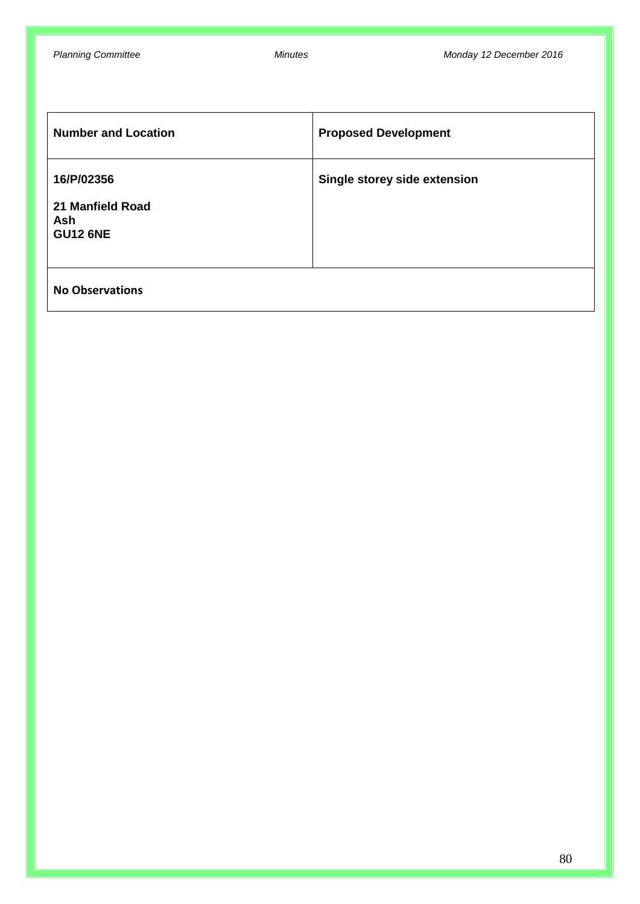| Number and Location | Proposed Development |
| --- | --- |
| **16/P/02356**<br><br>**21 Manfield Road**<br>**Ash**<br>**GU12 6NE** | **Single storey side extension** |
| **No Observations** | |